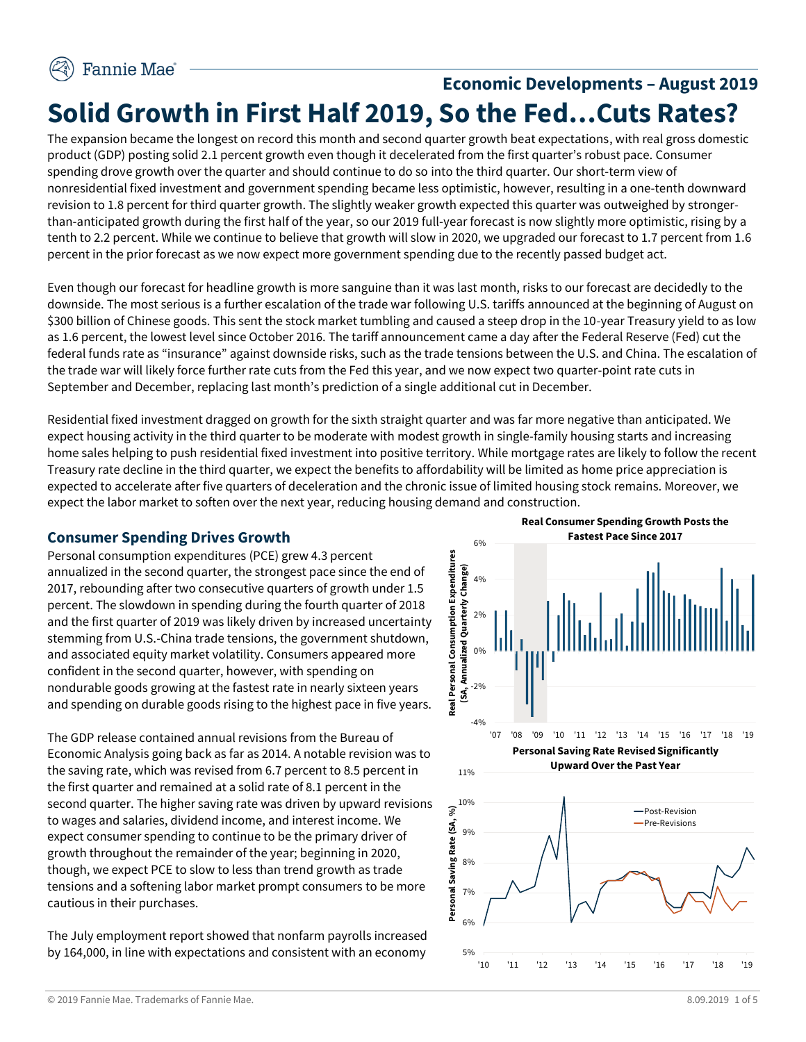Economic Developments – August 2019

# Solid Growth in First Half 2019, So the Fed…Cuts Rates?

The expansion became the longest on record this month and second quarter growth beat expectations, with real gross domestic product (GDP) posting solid 2.1 percent growth even though it decelerated from the first quarter's robust pace. Consumer spending drove growth over the quarter and should continue to do so into the third quarter. Our short-term view of nonresidential fixed investment and government spending became less optimistic, however, resulting in a one-tenth downward revision to 1.8 percent for third quarter growth. The slightly weaker growth expected this quarter was outweighed by stronger-than-anticipated growth during the first half of the year, so our 2019 full-year forecast is now slightly more optimistic, rising by a tenth to 2.2 percent. While we continue to believe that growth will slow in 2020, we upgraded our forecast to 1.7 percent from 1.6 percent in the prior forecast as we now expect more government spending due to the recently passed budget act.

Even though our forecast for headline growth is more sanguine than it was last month, risks to our forecast are decidedly to the downside. The most serious is a further escalation of the trade war following U.S. tariffs announced at the beginning of August on $300 billion of Chinese goods. This sent the stock market tumbling and caused a steep drop in the 10-year Treasury yield to as low as 1.6 percent, the lowest level since October 2016. The tariff announcement came a day after the Federal Reserve (Fed) cut the federal funds rate as "insurance" against downside risks, such as the trade tensions between the U.S. and China. The escalation of the trade war will likely force further rate cuts from the Fed this year, and we now expect two quarter-point rate cuts in September and December, replacing last month's prediction of a single additional cut in December.

Residential fixed investment dragged on growth for the sixth straight quarter and was far more negative than anticipated. We expect housing activity in the third quarter to be moderate with modest growth in single-family housing starts and increasing home sales helping to push residential fixed investment into positive territory. While mortgage rates are likely to follow the recent Treasury rate decline in the third quarter, we expect the benefits to affordability will be limited as home price appreciation is expected to accelerate after five quarters of deceleration and the chronic issue of limited housing stock remains. Moreover, we expect the labor market to soften over the next year, reducing housing demand and construction.

## Consumer Spending Drives Growth

Personal consumption expenditures (PCE) grew 4.3 percent annualized in the second quarter, the strongest pace since the end of 2017, rebounding after two consecutive quarters of growth under 1.5 percent. The slowdown in spending during the fourth quarter of 2018 and the first quarter of 2019 was likely driven by increased uncertainty stemming from U.S.-China trade tensions, the government shutdown, and associated equity market volatility. Consumers appeared more confident in the second quarter, however, with spending on nondurable goods growing at the fastest rate in nearly sixteen years and spending on durable goods rising to the highest pace in five years.

The GDP release contained annual revisions from the Bureau of Economic Analysis going back as far as 2014. A notable revision was to the saving rate, which was revised from 6.7 percent to 8.5 percent in the first quarter and remained at a solid rate of 8.1 percent in the second quarter. The higher saving rate was driven by upward revisions to wages and salaries, dividend income, and interest income. We expect consumer spending to continue to be the primary driver of growth throughout the remainder of the year; beginning in 2020, though, we expect PCE to slow to less than trend growth as trade tensions and a softening labor market prompt consumers to be more cautious in their purchases.

The July employment report showed that nonfarm payrolls increased by 164,000, in line with expectations and consistent with an economy

**Real Consumer Spending Growth Posts the Fastest Pace Since 2017**

**Personal Saving Rate Revised Significantly Upward Over the Past Year**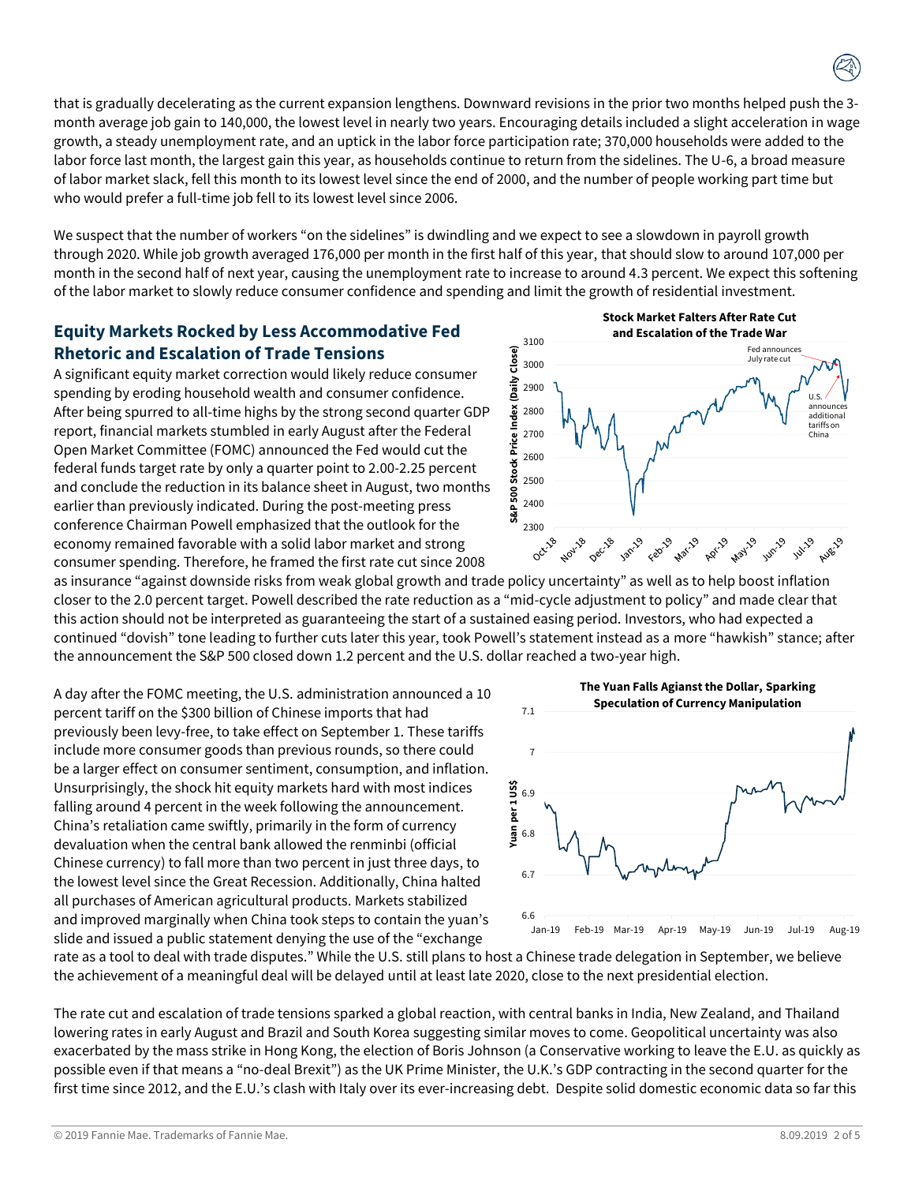that is gradually decelerating as the current expansion lengthens. Downward revisions in the prior two months helped push the 3-month average job gain to 140,000, the lowest level in nearly two years. Encouraging details included a slight acceleration in wage growth, a steady unemployment rate, and an uptick in the labor force participation rate; 370,000 households were added to the labor force last month, the largest gain this year, as households continue to return from the sidelines. The U-6, a broad measure of labor market slack, fell this month to its lowest level since the end of 2000, and the number of people working part time but who would prefer a full-time job fell to its lowest level since 2006.

We suspect that the number of workers "on the sidelines" is dwindling and we expect to see a slowdown in payroll growth through 2020. While job growth averaged 176,000 per month in the first half of this year, that should slow to around 107,000 per month in the second half of next year, causing the unemployment rate to increase to around 4.3 percent. We expect this softening of the labor market to slowly reduce consumer confidence and spending and limit the growth of residential investment.

## Equity Markets Rocked by Less Accommodative Fed Rhetoric and Escalation of Trade Tensions

A significant equity market correction would likely reduce consumer spending by eroding household wealth and consumer confidence. After being spurred to all-time highs by the strong second quarter GDP report, financial markets stumbled in early August after the Federal Open Market Committee (FOMC) announced the Fed would cut the federal funds target rate by only a quarter point to 2.00-2.25 percent and conclude the reduction in its balance sheet in August, two months earlier than previously indicated. During the post-meeting press conference Chairman Powell emphasized that the outlook for the economy remained favorable with a solid labor market and strong consumer spending. Therefore, he framed the first rate cut since 2008 as insurance "against downside risks from weak global growth and trade policy uncertainty" as well as to help boost inflation closer to the 2.0 percent target. Powell described the rate reduction as a "mid-cycle adjustment to policy" and made clear that this action should not be interpreted as guaranteeing the start of a sustained easing period. Investors, who had expected a continued "dovish" tone leading to further cuts later this year, took Powell's statement instead as a more "hawkish" stance; after the announcement the S&P 500 closed down 1.2 percent and the U.S. dollar reached a two-year high.

**Stock Market Falters After Rate Cut and Escalation of the Trade War**

A day after the FOMC meeting, the U.S. administration announced a 10 percent tariff on the $300 billion of Chinese imports that had previously been levy-free, to take effect on September 1. These tariffs include more consumer goods than previous rounds, so there could be a larger effect on consumer sentiment, consumption, and inflation. Unsurprisingly, the shock hit equity markets hard with most indices falling around 4 percent in the week following the announcement. China's retaliation came swiftly, primarily in the form of currency devaluation when the central bank allowed the renminbi (official Chinese currency) to fall more than two percent in just three days, to the lowest level since the Great Recession. Additionally, China halted all purchases of American agricultural products. Markets stabilized and improved marginally when China took steps to contain the yuan's slide and issued a public statement denying the use of the "exchange rate as a tool to deal with trade disputes." While the U.S. still plans to host a Chinese trade delegation in September, we believe the achievement of a meaningful deal will be delayed until at least late 2020, close to the next presidential election.

**The Yuan Falls Agianst the Dollar, Sparking Speculation of Currency Manipulation**

The rate cut and escalation of trade tensions sparked a global reaction, with central banks in India, New Zealand, and Thailand lowering rates in early August and Brazil and South Korea suggesting similar moves to come. Geopolitical uncertainty was also exacerbated by the mass strike in Hong Kong, the election of Boris Johnson (a Conservative working to leave the E.U. as quickly as possible even if that means a "no-deal Brexit") as the UK Prime Minister, the U.K.'s GDP contracting in the second quarter for the first time since 2012, and the E.U.'s clash with Italy over its ever-increasing debt. Despite solid domestic economic data so far this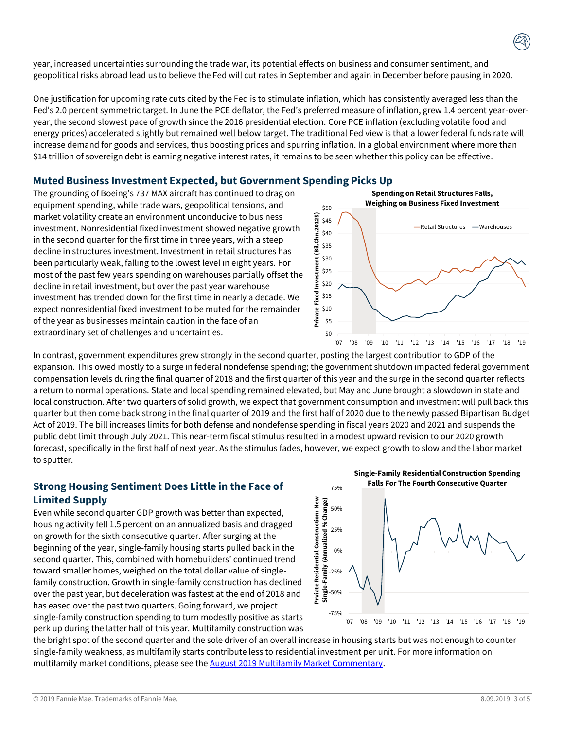year, increased uncertainties surrounding the trade war, its potential effects on business and consumer sentiment, and geopolitical risks abroad lead us to believe the Fed will cut rates in September and again in December before pausing in 2020.

One justification for upcoming rate cuts cited by the Fed is to stimulate inflation, which has consistently averaged less than the Fed's 2.0 percent symmetric target. In June the PCE deflator, the Fed's preferred measure of inflation, grew 1.4 percent year-over-year, the second slowest pace of growth since the 2016 presidential election. Core PCE inflation (excluding volatile food and energy prices) accelerated slightly but remained well below target. The traditional Fed view is that a lower federal funds rate will increase demand for goods and services, thus boosting prices and spurring inflation. In a global environment where more than $14 trillion of sovereign debt is earning negative interest rates, it remains to be seen whether this policy can be effective.

## Muted Business Investment Expected, but Government Spending Picks Up

The grounding of Boeing's 737 MAX aircraft has continued to drag on equipment spending, while trade wars, geopolitical tensions, and market volatility create an environment unconducive to business investment. Nonresidential fixed investment showed negative growth in the second quarter for the first time in three years, with a steep decline in structures investment. Investment in retail structures has been particularly weak, falling to the lowest level in eight years. For most of the past few years spending on warehouses partially offset the decline in retail investment, but over the past year warehouse investment has trended down for the first time in nearly a decade. We expect nonresidential fixed investment to be muted for the remainder of the year as businesses maintain caution in the face of an extraordinary set of challenges and uncertainties.

**Spending on Retail Structures Falls, Weighing on Business Fixed Investment**

In contrast, government expenditures grew strongly in the second quarter, posting the largest contribution to GDP of the expansion. This owed mostly to a surge in federal nondefense spending; the government shutdown impacted federal government compensation levels during the final quarter of 2018 and the first quarter of this year and the surge in the second quarter reflects a return to normal operations. State and local spending remained elevated, but May and June brought a slowdown in state and local construction. After two quarters of solid growth, we expect that government consumption and investment will pull back this quarter but then come back strong in the final quarter of 2019 and the first half of 2020 due to the newly passed Bipartisan Budget Act of 2019. The bill increases limits for both defense and nondefense spending in fiscal years 2020 and 2021 and suspends the public debt limit through July 2021. This near-term fiscal stimulus resulted in a modest upward revision to our 2020 growth forecast, specifically in the first half of next year. As the stimulus fades, however, we expect growth to slow and the labor market to sputter.

## Strong Housing Sentiment Does Little in the Face of Limited Supply

Even while second quarter GDP growth was better than expected, housing activity fell 1.5 percent on an annualized basis and dragged on growth for the sixth consecutive quarter. After surging at the beginning of the year, single-family housing starts pulled back in the second quarter. This, combined with homebuilders' continued trend toward smaller homes, weighed on the total dollar value of single-family construction. Growth in single-family construction has declined over the past year, but deceleration was fastest at the end of 2018 and has eased over the past two quarters. Going forward, we project single-family construction spending to turn modestly positive as starts perk up during the latter half of this year. Multifamily construction was the bright spot of the second quarter and the sole driver of an overall increase in housing starts but was not enough to counter single-family weakness, as multifamily starts contribute less to residential investment per unit. For more information on multifamily market conditions, please see the [August 2019 Multifamily Market Commentary](#).

**Single-Family Residential Construction Spending Falls For The Fourth Consecutive Quarter**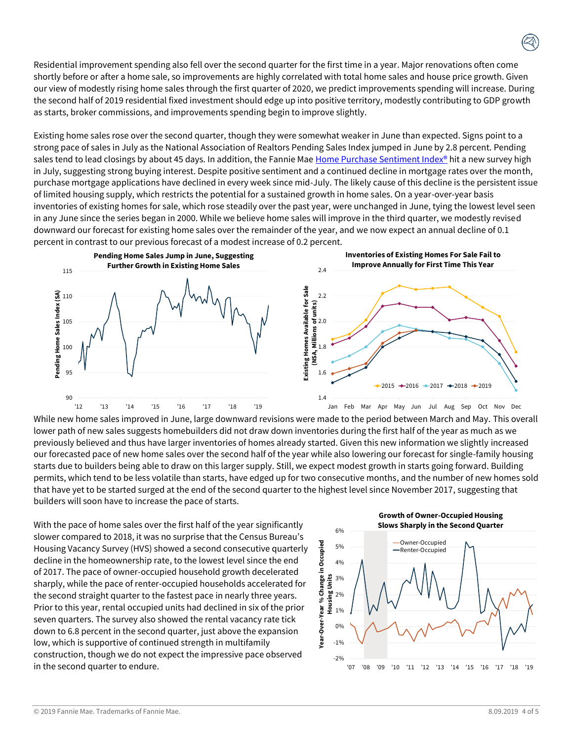Residential improvement spending also fell over the second quarter for the first time in a year. Major renovations often come shortly before or after a home sale, so improvements are highly correlated with total home sales and house price growth. Given our view of modestly rising home sales through the first quarter of 2020, we predict improvements spending will increase. During the second half of 2019 residential fixed investment should edge up into positive territory, modestly contributing to GDP growth as starts, broker commissions, and improvements spending begin to improve slightly.

Existing home sales rose over the second quarter, though they were somewhat weaker in June than expected. Signs point to a strong pace of sales in July as the National Association of Realtors Pending Sales Index jumped in June by 2.8 percent. Pending sales tend to lead closings by about 45 days. In addition, the Fannie Mae Home Purchase Sentiment Index® hit a new survey high in July, suggesting strong buying interest. Despite positive sentiment and a continued decline in mortgage rates over the month, purchase mortgage applications have declined in every week since mid-July. The likely cause of this decline is the persistent issue of limited housing supply, which restricts the potential for a sustained growth in home sales. On a year-over-year basis inventories of existing homes for sale, which rose steadily over the past year, were unchanged in June, tying the lowest level seen in any June since the series began in 2000. While we believe home sales will improve in the third quarter, we modestly revised downward our forecast for existing home sales over the remainder of the year, and we now expect an annual decline of 0.1 percent in contrast to our previous forecast of a modest increase of 0.2 percent.

**Pending Home Sales Jump in June, Suggesting Further Growth in Existing Home Sales**

**Inventories of Existing Homes For Sale Fail to Improve Annually for First Time This Year**

While new home sales improved in June, large downward revisions were made to the period between March and May. This overall lower path of new sales suggests homebuilders did not draw down inventories during the first half of the year as much as we previously believed and thus have larger inventories of homes already started. Given this new information we slightly increased our forecasted pace of new home sales over the second half of the year while also lowering our forecast for single-family housing starts due to builders being able to draw on this larger supply. Still, we expect modest growth in starts going forward. Building permits, which tend to be less volatile than starts, have edged up for two consecutive months, and the number of new homes sold that have yet to be started surged at the end of the second quarter to the highest level since November 2017, suggesting that builders will soon have to increase the pace of starts.

With the pace of home sales over the first half of the year significantly slower compared to 2018, it was no surprise that the Census Bureau's Housing Vacancy Survey (HVS) showed a second consecutive quarterly decline in the homeownership rate, to the lowest level since the end of 2017. The pace of owner-occupied household growth decelerated sharply, while the pace of renter-occupied households accelerated for the second straight quarter to the fastest pace in nearly three years. Prior to this year, rental occupied units had declined in six of the prior seven quarters. The survey also showed the rental vacancy rate tick down to 6.8 percent in the second quarter, just above the expansion low, which is supportive of continued strength in multifamily construction, though we do not expect the impressive pace observed in the second quarter to endure.

**Growth of Owner-Occupied Housing Slows Sharply in the Second Quarter**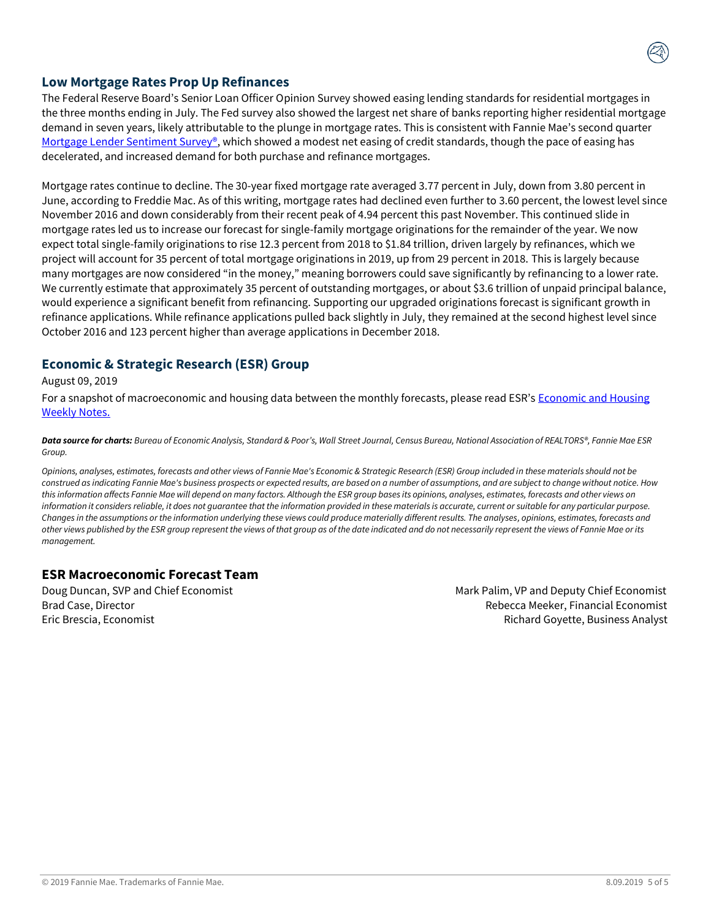## Low Mortgage Rates Prop Up Refinances

The Federal Reserve Board's Senior Loan Officer Opinion Survey showed easing lending standards for residential mortgages in the three months ending in July. The Fed survey also showed the largest net share of banks reporting higher residential mortgage demand in seven years, likely attributable to the plunge in mortgage rates. This is consistent with Fannie Mae's second quarter Mortgage Lender Sentiment Survey®, which showed a modest net easing of credit standards, though the pace of easing has decelerated, and increased demand for both purchase and refinance mortgages.

Mortgage rates continue to decline. The 30-year fixed mortgage rate averaged 3.77 percent in July, down from 3.80 percent in June, according to Freddie Mac. As of this writing, mortgage rates had declined even further to 3.60 percent, the lowest level since November 2016 and down considerably from their recent peak of 4.94 percent this past November. This continued slide in mortgage rates led us to increase our forecast for single-family mortgage originations for the remainder of the year. We now expect total single-family originations to rise 12.3 percent from 2018 to $1.84 trillion, driven largely by refinances, which we project will account for 35 percent of total mortgage originations in 2019, up from 29 percent in 2018. This is largely because many mortgages are now considered "in the money," meaning borrowers could save significantly by refinancing to a lower rate. We currently estimate that approximately 35 percent of outstanding mortgages, or about $3.6 trillion of unpaid principal balance, would experience a significant benefit from refinancing. Supporting our upgraded originations forecast is significant growth in refinance applications. While refinance applications pulled back slightly in July, they remained at the second highest level since October 2016 and 123 percent higher than average applications in December 2018.

## Economic & Strategic Research (ESR) Group

August 09, 2019

For a snapshot of macroeconomic and housing data between the monthly forecasts, please read ESR's Economic and Housing Weekly Notes.

***Data source for charts:*** *Bureau of Economic Analysis, Standard & Poor's, Wall Street Journal, Census Bureau, National Association of REALTORS®, Fannie Mae ESR Group.*

*Opinions, analyses, estimates, forecasts and other views of Fannie Mae's Economic & Strategic Research (ESR) Group included in these materials should not be construed as indicating Fannie Mae's business prospects or expected results, are based on a number of assumptions, and are subject to change without notice. How this information affects Fannie Mae will depend on many factors. Although the ESR group bases its opinions, analyses, estimates, forecasts and other views on information it considers reliable, it does not guarantee that the information provided in these materials is accurate, current or suitable for any particular purpose. Changes in the assumptions or the information underlying these views could produce materially different results. The analyses, opinions, estimates, forecasts and other views published by the ESR group represent the views of that group as of the date indicated and do not necessarily represent the views of Fannie Mae or its management.*

## ESR Macroeconomic Forecast Team

Doug Duncan, SVP and Chief Economist
Brad Case, Director
Eric Brescia, Economist
Mark Palim, VP and Deputy Chief Economist
Rebecca Meeker, Financial Economist
Richard Goyette, Business Analyst

© 2019 Fannie Mae. Trademarks of Fannie Mae.